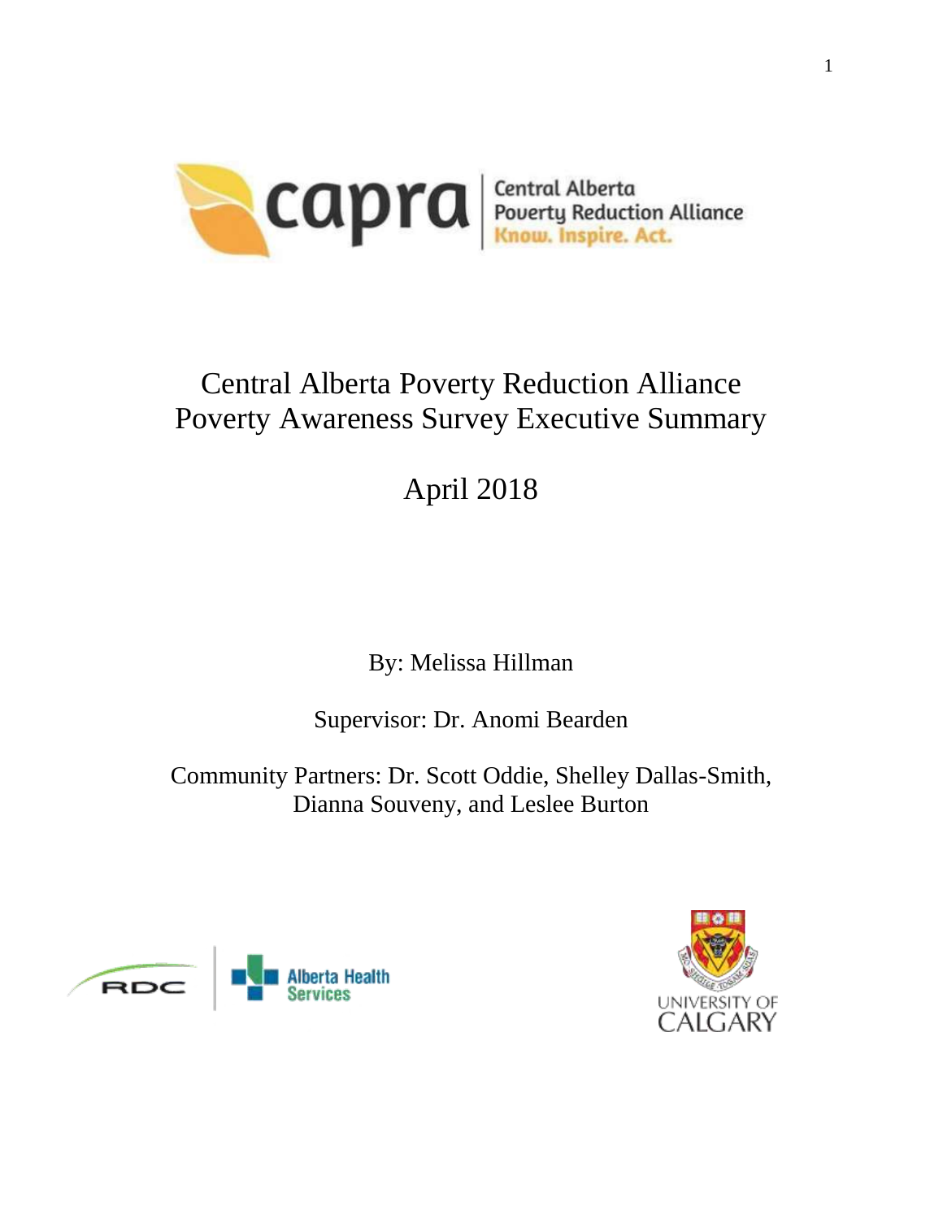capra | Central Alberta Poverty Reduction Alliance
Know. Inspire. Act.

# Central Alberta Poverty Reduction Alliance Poverty Awareness Survey Executive Summary

April 2018

By: Melissa Hillman

Supervisor: Dr. Anomi Bearden

Community Partners: Dr. Scott Oddie, Shelley Dallas-Smith, Dianna Souveny, and Leslee Burton

RDC | Alberta Health Services

UNIVERSITY OF CALGARY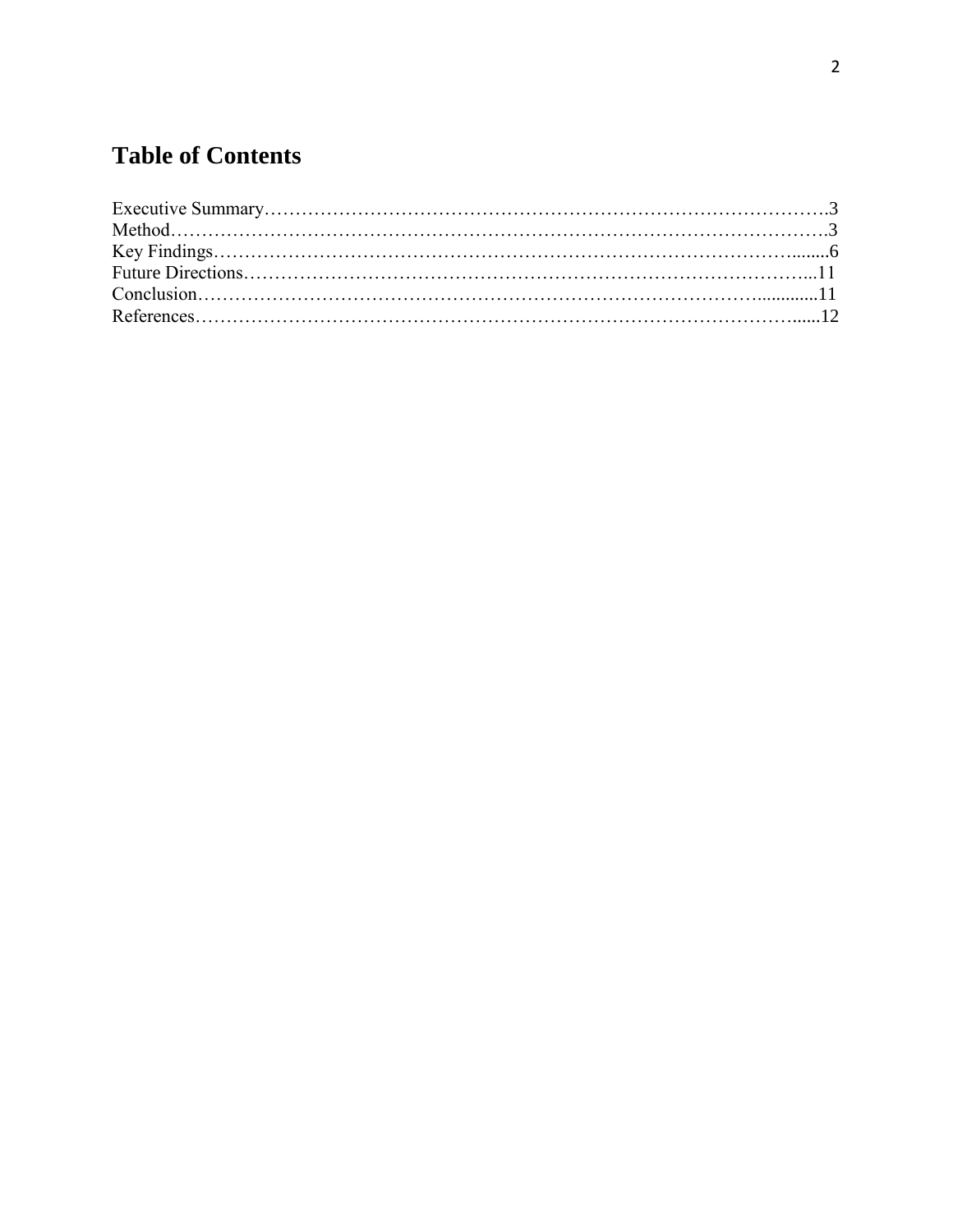# Table of Contents

Executive Summary……………………………………………………………………………….3
Method…………………………………………………………………………………………….3
Key Findings…………………………………………………………………………….........6
Future Directions…………………………………………………………………………...11
Conclusion…………………………………………………………………………….............11
References……………………………………………………………………………….......12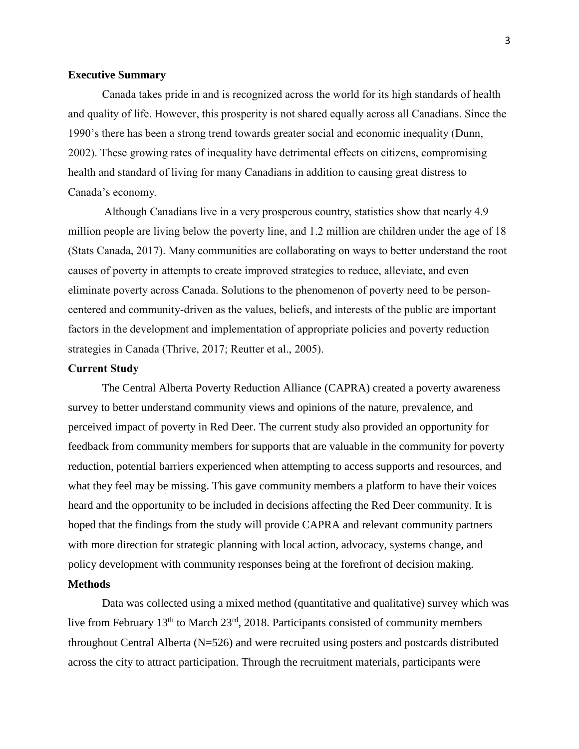## Executive Summary

Canada takes pride in and is recognized across the world for its high standards of health and quality of life. However, this prosperity is not shared equally across all Canadians. Since the 1990's there has been a strong trend towards greater social and economic inequality (Dunn, 2002). These growing rates of inequality have detrimental effects on citizens, compromising health and standard of living for many Canadians in addition to causing great distress to Canada's economy.

Although Canadians live in a very prosperous country, statistics show that nearly 4.9 million people are living below the poverty line, and 1.2 million are children under the age of 18 (Stats Canada, 2017). Many communities are collaborating on ways to better understand the root causes of poverty in attempts to create improved strategies to reduce, alleviate, and even eliminate poverty across Canada. Solutions to the phenomenon of poverty need to be person-centered and community-driven as the values, beliefs, and interests of the public are important factors in the development and implementation of appropriate policies and poverty reduction strategies in Canada (Thrive, 2017; Reutter et al., 2005).

## Current Study

The Central Alberta Poverty Reduction Alliance (CAPRA) created a poverty awareness survey to better understand community views and opinions of the nature, prevalence, and perceived impact of poverty in Red Deer. The current study also provided an opportunity for feedback from community members for supports that are valuable in the community for poverty reduction, potential barriers experienced when attempting to access supports and resources, and what they feel may be missing. This gave community members a platform to have their voices heard and the opportunity to be included in decisions affecting the Red Deer community. It is hoped that the findings from the study will provide CAPRA and relevant community partners with more direction for strategic planning with local action, advocacy, systems change, and policy development with community responses being at the forefront of decision making.

## Methods

Data was collected using a mixed method (quantitative and qualitative) survey which was live from February 13th to March 23rd, 2018. Participants consisted of community members throughout Central Alberta (N=526) and were recruited using posters and postcards distributed across the city to attract participation. Through the recruitment materials, participants were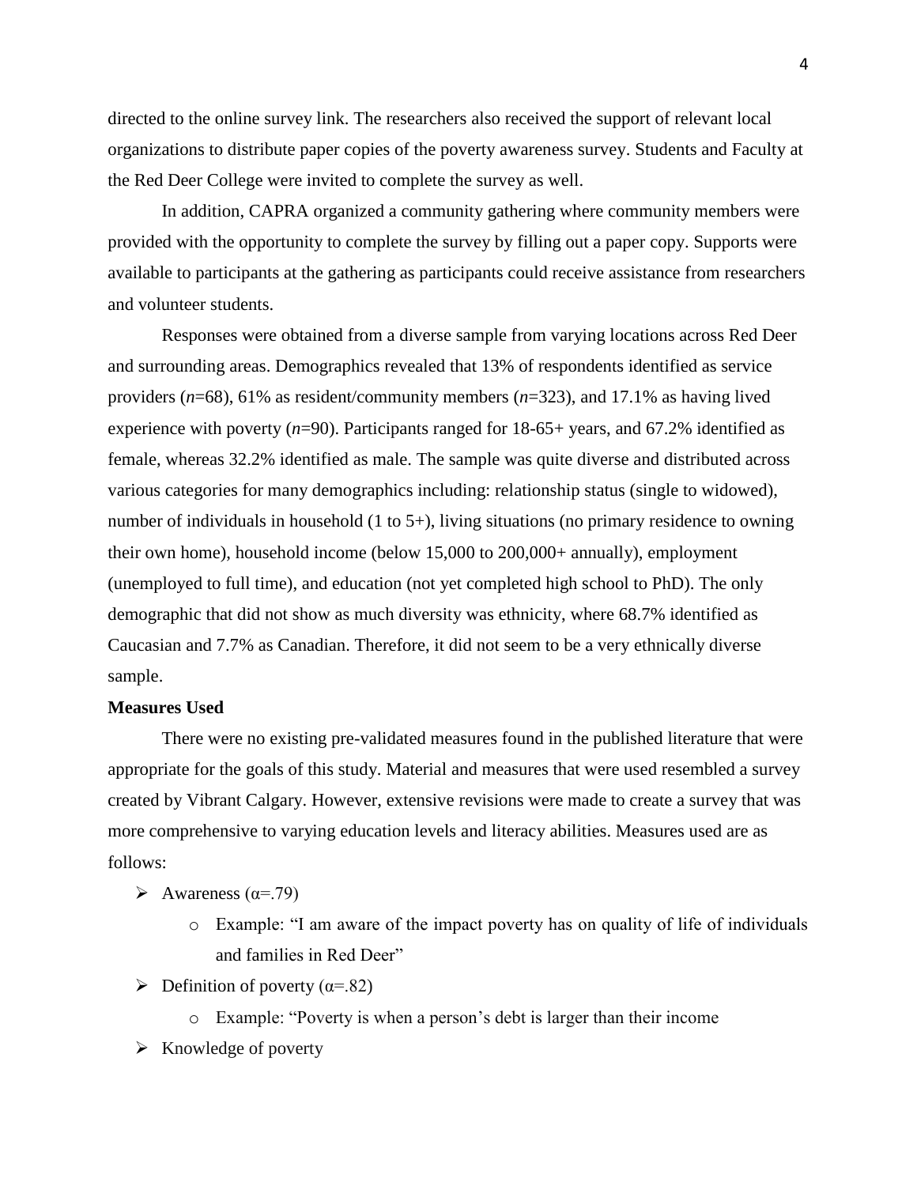directed to the online survey link. The researchers also received the support of relevant local organizations to distribute paper copies of the poverty awareness survey. Students and Faculty at the Red Deer College were invited to complete the survey as well.

In addition, CAPRA organized a community gathering where community members were provided with the opportunity to complete the survey by filling out a paper copy. Supports were available to participants at the gathering as participants could receive assistance from researchers and volunteer students.

Responses were obtained from a diverse sample from varying locations across Red Deer and surrounding areas. Demographics revealed that 13% of respondents identified as service providers (*n*=68), 61% as resident/community members (*n*=323), and 17.1% as having lived experience with poverty (*n*=90). Participants ranged for 18-65+ years, and 67.2% identified as female, whereas 32.2% identified as male. The sample was quite diverse and distributed across various categories for many demographics including: relationship status (single to widowed), number of individuals in household (1 to 5+), living situations (no primary residence to owning their own home), household income (below 15,000 to 200,000+ annually), employment (unemployed to full time), and education (not yet completed high school to PhD). The only demographic that did not show as much diversity was ethnicity, where 68.7% identified as Caucasian and 7.7% as Canadian. Therefore, it did not seem to be a very ethnically diverse sample.

**Measures Used**

There were no existing pre-validated measures found in the published literature that were appropriate for the goals of this study. Material and measures that were used resembled a survey created by Vibrant Calgary. However, extensive revisions were made to create a survey that was more comprehensive to varying education levels and literacy abilities. Measures used are as follows:

- Awareness ($\alpha$=.79)
  - Example: "I am aware of the impact poverty has on quality of life of individuals and families in Red Deer"
- Definition of poverty ($\alpha$=.82)
  - Example: "Poverty is when a person's debt is larger than their income
- Knowledge of poverty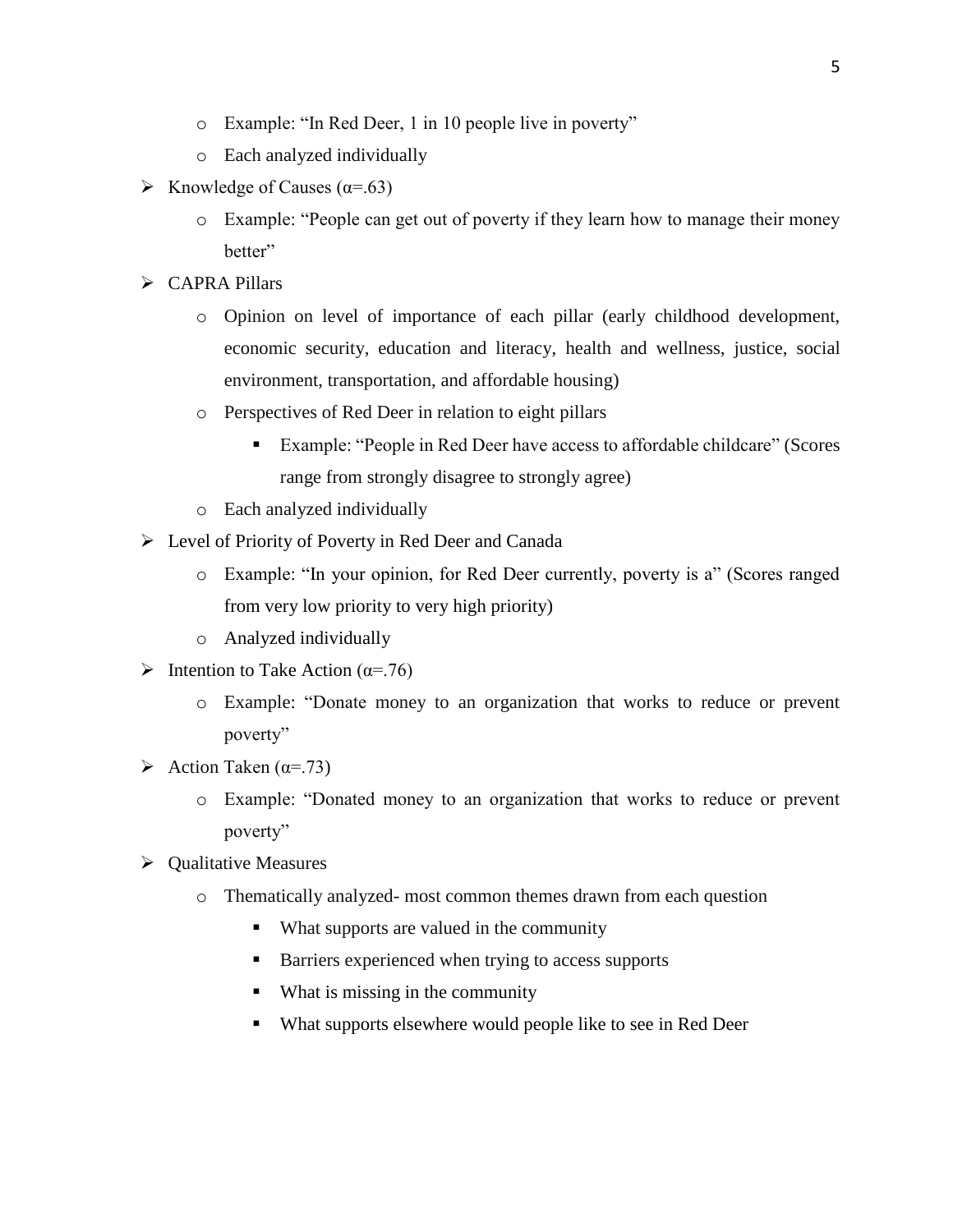- Example: "In Red Deer, 1 in 10 people live in poverty"
  - Each analyzed individually
- Knowledge of Causes (α=.63)
  - Example: "People can get out of poverty if they learn how to manage their money better"
- CAPRA Pillars
  - Opinion on level of importance of each pillar (early childhood development, economic security, education and literacy, health and wellness, justice, social environment, transportation, and affordable housing)
  - Perspectives of Red Deer in relation to eight pillars
    - Example: "People in Red Deer have access to affordable childcare" (Scores range from strongly disagree to strongly agree)
  - Each analyzed individually
- Level of Priority of Poverty in Red Deer and Canada
  - Example: "In your opinion, for Red Deer currently, poverty is a" (Scores ranged from very low priority to very high priority)
  - Analyzed individually
- Intention to Take Action (α=.76)
  - Example: "Donate money to an organization that works to reduce or prevent poverty"
- Action Taken (α=.73)
  - Example: "Donated money to an organization that works to reduce or prevent poverty"
- Qualitative Measures
  - Thematically analyzed- most common themes drawn from each question
    - What supports are valued in the community
    - Barriers experienced when trying to access supports
    - What is missing in the community
    - What supports elsewhere would people like to see in Red Deer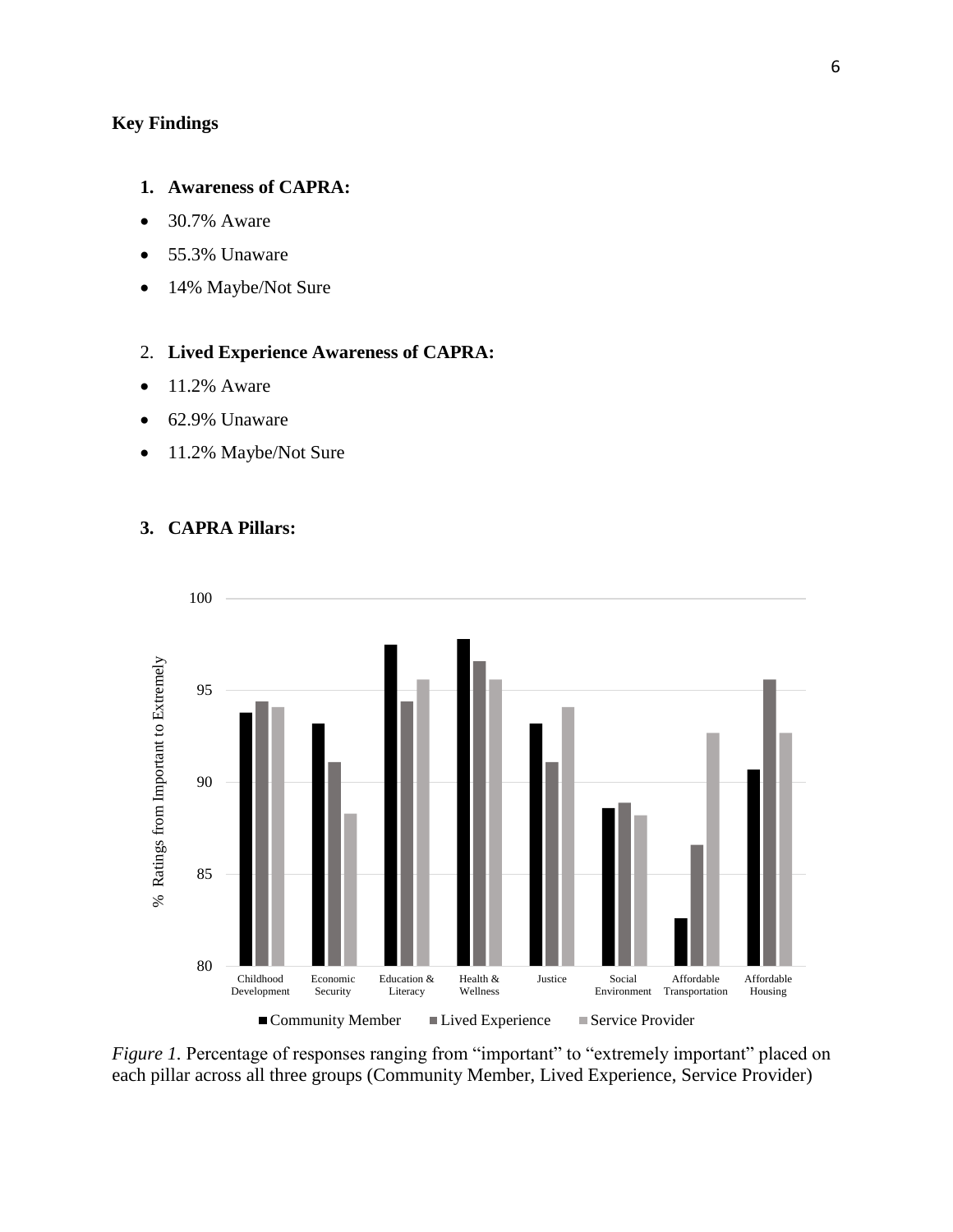## Key Findings

1. **Awareness of CAPRA:**

- 30.7% Aware
- 55.3% Unaware
- 14% Maybe/Not Sure

2. **Lived Experience Awareness of CAPRA:**

- 11.2% Aware
- 62.9% Unaware
- 11.2% Maybe/Not Sure

3. **CAPRA Pillars:**

*Figure 1.* Percentage of responses ranging from "important" to "extremely important" placed on each pillar across all three groups (Community Member, Lived Experience, Service Provider)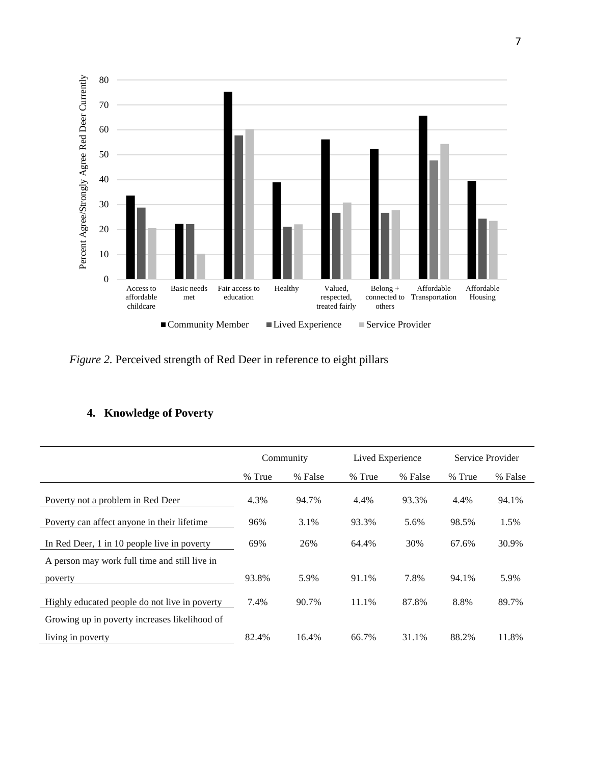*Figure 2.* Perceived strength of Red Deer in reference to eight pillars

## 4. Knowledge of Poverty

| | Community | | Lived Experience | | Service Provider | |
|---|---|---|---|---|---|---|
| | % True | % False | % True | % False | % True | % False |
| Poverty not a problem in Red Deer | 4.3% | 94.7% | 4.4% | 93.3% | 4.4% | 94.1% |
| Poverty can affect anyone in their lifetime | 96% | 3.1% | 93.3% | 5.6% | 98.5% | 1.5% |
| In Red Deer, 1 in 10 people live in poverty | 69% | 26% | 64.4% | 30% | 67.6% | 30.9% |
| A person may work full time and still live in poverty | 93.8% | 5.9% | 91.1% | 7.8% | 94.1% | 5.9% |
| Highly educated people do not live in poverty | 7.4% | 90.7% | 11.1% | 87.8% | 8.8% | 89.7% |
| Growing up in poverty increases likelihood of living in poverty | 82.4% | 16.4% | 66.7% | 31.1% | 88.2% | 11.8% |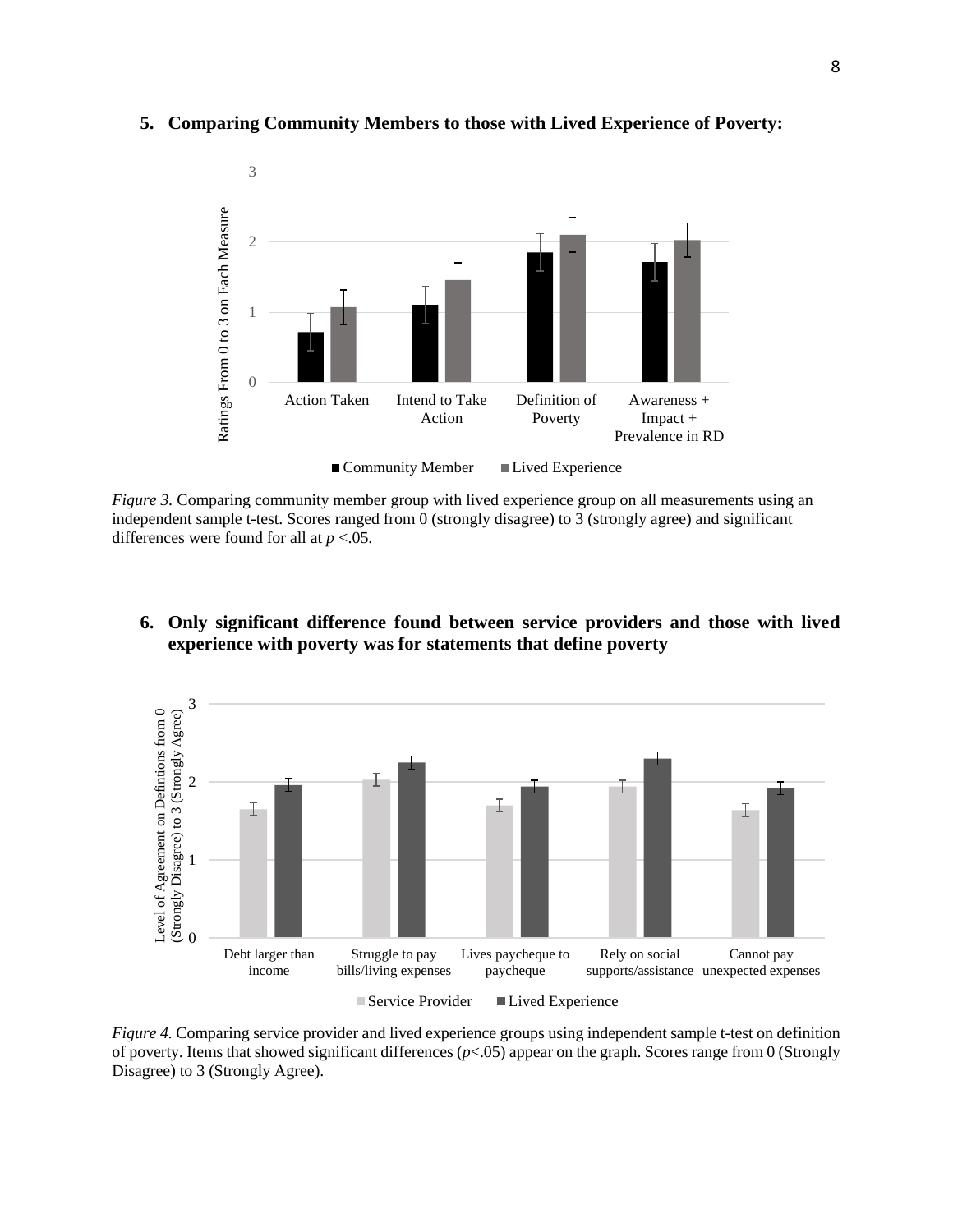5. **Comparing Community Members to those with Lived Experience of Poverty:**

*Figure 3.* Comparing community member group with lived experience group on all measurements using an independent sample t-test. Scores ranged from 0 (strongly disagree) to 3 (strongly agree) and significant differences were found for all at $p \leq .05$.

6. **Only significant difference found between service providers and those with lived experience with poverty was for statements that define poverty**

*Figure 4.* Comparing service provider and lived experience groups using independent sample t-test on definition of poverty. Items that showed significant differences ($p \leq .05$) appear on the graph. Scores range from 0 (Strongly Disagree) to 3 (Strongly Agree).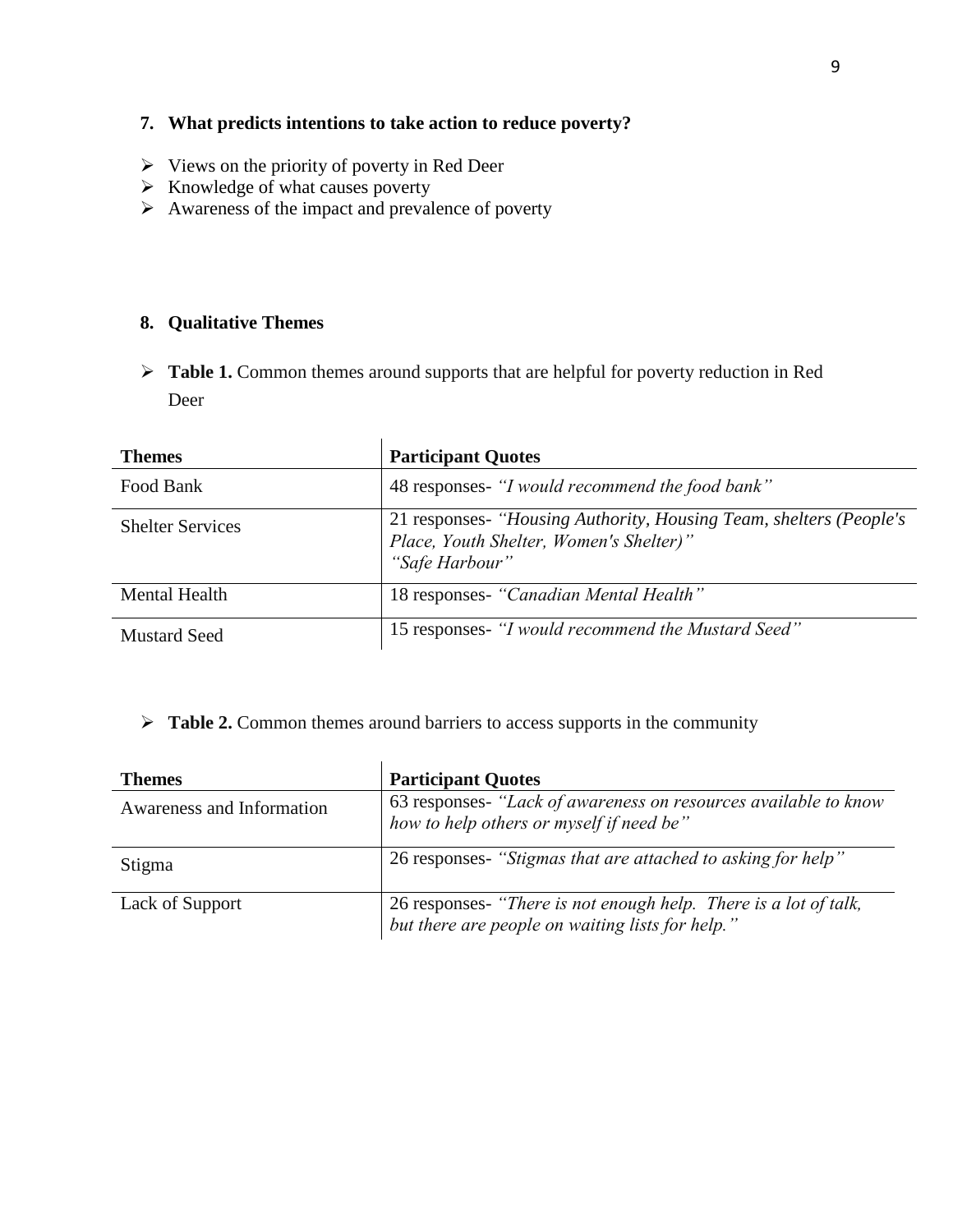## 7. What predicts intentions to take action to reduce poverty?

- Views on the priority of poverty in Red Deer
- Knowledge of what causes poverty
- Awareness of the impact and prevalence of poverty

## 8. Qualitative Themes

- **Table 1.** Common themes around supports that are helpful for poverty reduction in Red Deer

| Themes | Participant Quotes |
|---|---|
| Food Bank | 48 responses- *"I would recommend the food bank"* |
| Shelter Services | 21 responses- *"Housing Authority, Housing Team, shelters (People's Place, Youth Shelter, Women's Shelter)"* *"Safe Harbour"* |
| Mental Health | 18 responses- *"Canadian Mental Health"* |
| Mustard Seed | 15 responses- *"I would recommend the Mustard Seed"* |

- **Table 2.** Common themes around barriers to access supports in the community

| Themes | Participant Quotes |
|---|---|
| Awareness and Information | 63 responses- *"Lack of awareness on resources available to know how to help others or myself if need be"* |
| Stigma | 26 responses- *"Stigmas that are attached to asking for help"* |
| Lack of Support | 26 responses- *"There is not enough help. There is a lot of talk, but there are people on waiting lists for help."* |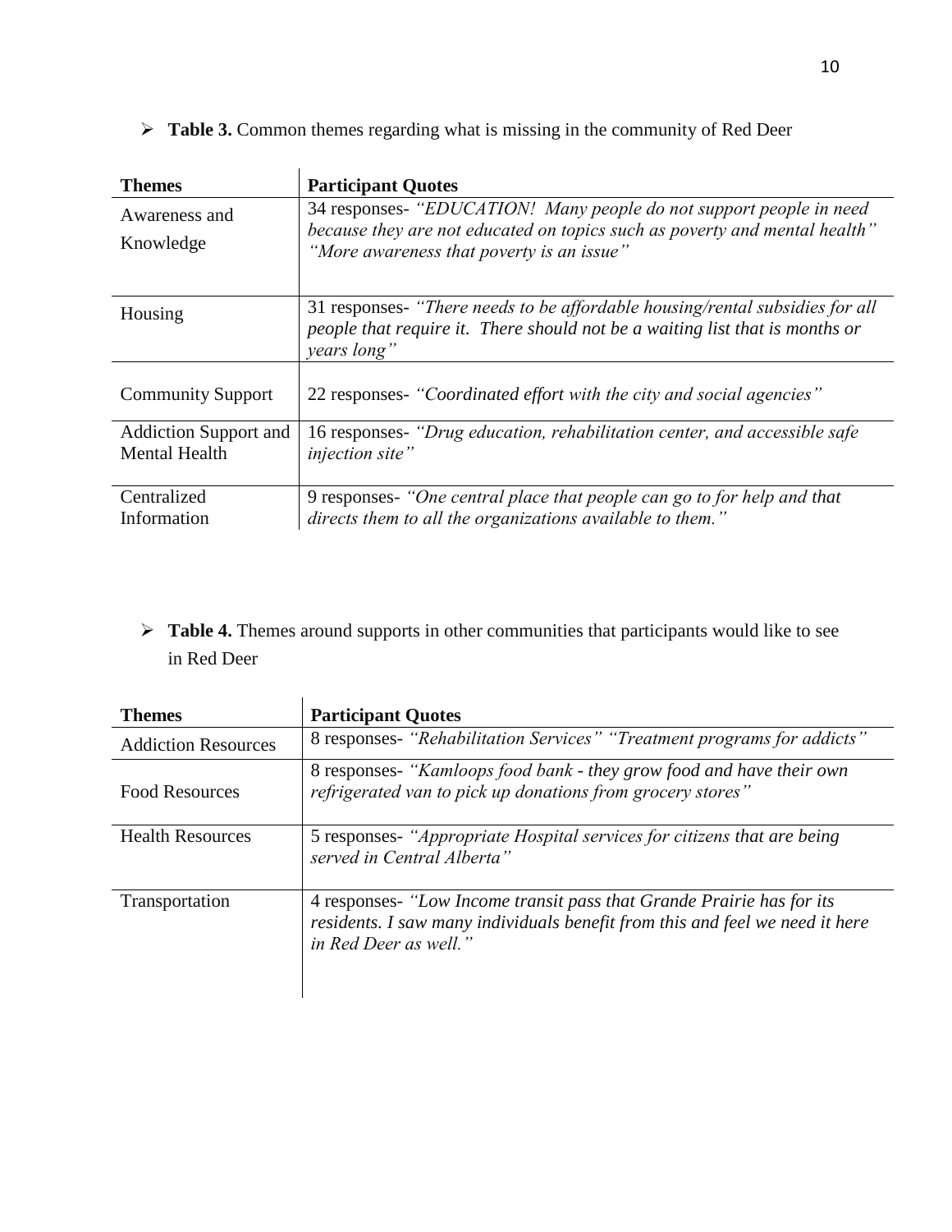- **Table 3.** Common themes regarding what is missing in the community of Red Deer

| Themes | Participant Quotes |
|---|---|
| Awareness and Knowledge | 34 responses- *"EDUCATION! Many people do not support people in need because they are not educated on topics such as poverty and mental health" "More awareness that poverty is an issue"* |
| Housing | 31 responses- *"There needs to be affordable housing/rental subsidies for all people that require it. There should not be a waiting list that is months or years long"* |
| Community Support | 22 responses- *"Coordinated effort with the city and social agencies"* |
| Addiction Support and Mental Health | 16 responses- *"Drug education, rehabilitation center, and accessible safe injection site"* |
| Centralized Information | 9 responses- *"One central place that people can go to for help and that directs them to all the organizations available to them."* |

- **Table 4.** Themes around supports in other communities that participants would like to see in Red Deer

| Themes | Participant Quotes |
|---|---|
| Addiction Resources | 8 responses- *"Rehabilitation Services" "Treatment programs for addicts"* |
| Food Resources | 8 responses- *"Kamloops food bank - they grow food and have their own refrigerated van to pick up donations from grocery stores"* |
| Health Resources | 5 responses- *"Appropriate Hospital services for citizens that are being served in Central Alberta"* |
| Transportation | 4 responses- *"Low Income transit pass that Grande Prairie has for its residents. I saw many individuals benefit from this and feel we need it here in Red Deer as well."* |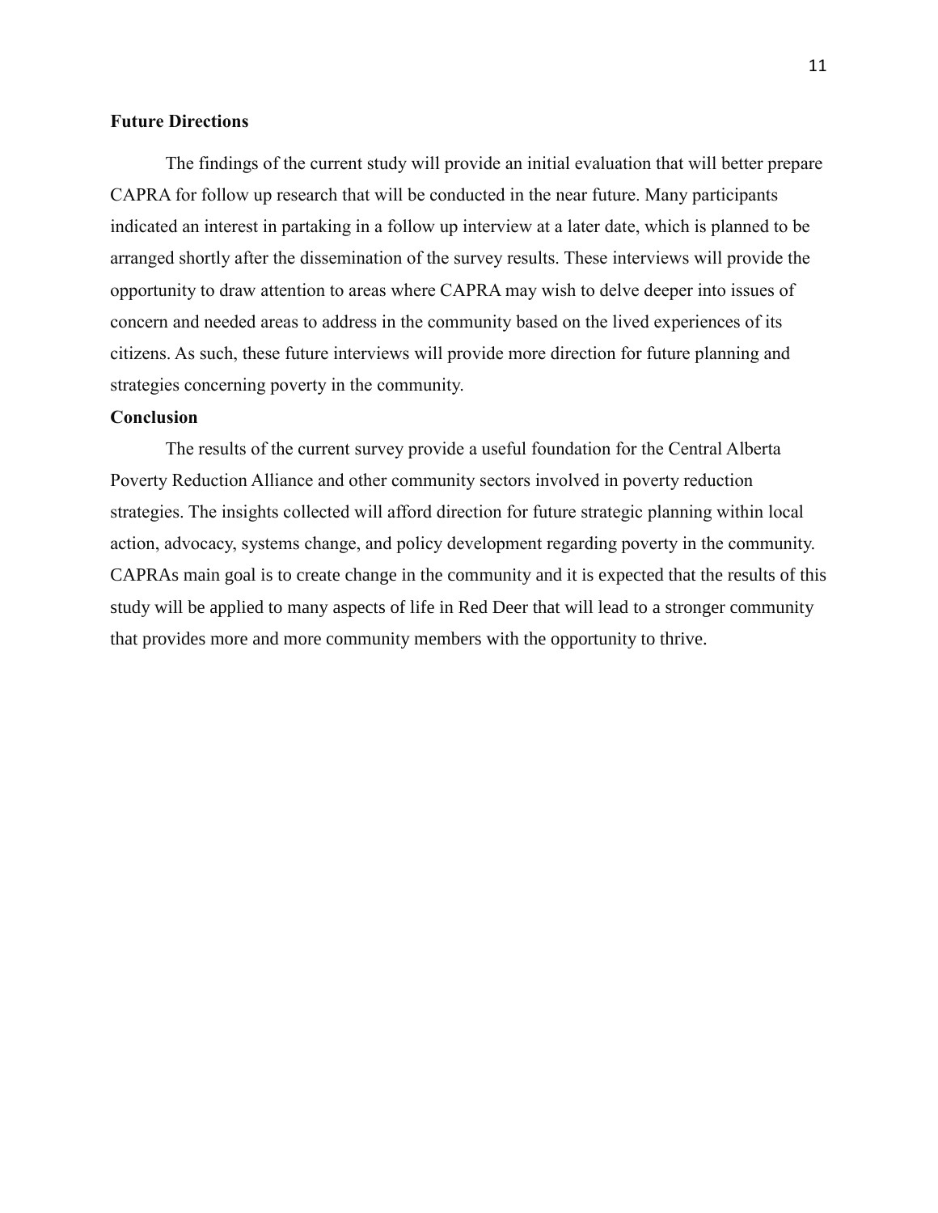**Future Directions**

The findings of the current study will provide an initial evaluation that will better prepare CAPRA for follow up research that will be conducted in the near future. Many participants indicated an interest in partaking in a follow up interview at a later date, which is planned to be arranged shortly after the dissemination of the survey results. These interviews will provide the opportunity to draw attention to areas where CAPRA may wish to delve deeper into issues of concern and needed areas to address in the community based on the lived experiences of its citizens. As such, these future interviews will provide more direction for future planning and strategies concerning poverty in the community.

**Conclusion**

The results of the current survey provide a useful foundation for the Central Alberta Poverty Reduction Alliance and other community sectors involved in poverty reduction strategies. The insights collected will afford direction for future strategic planning within local action, advocacy, systems change, and policy development regarding poverty in the community. CAPRAs main goal is to create change in the community and it is expected that the results of this study will be applied to many aspects of life in Red Deer that will lead to a stronger community that provides more and more community members with the opportunity to thrive.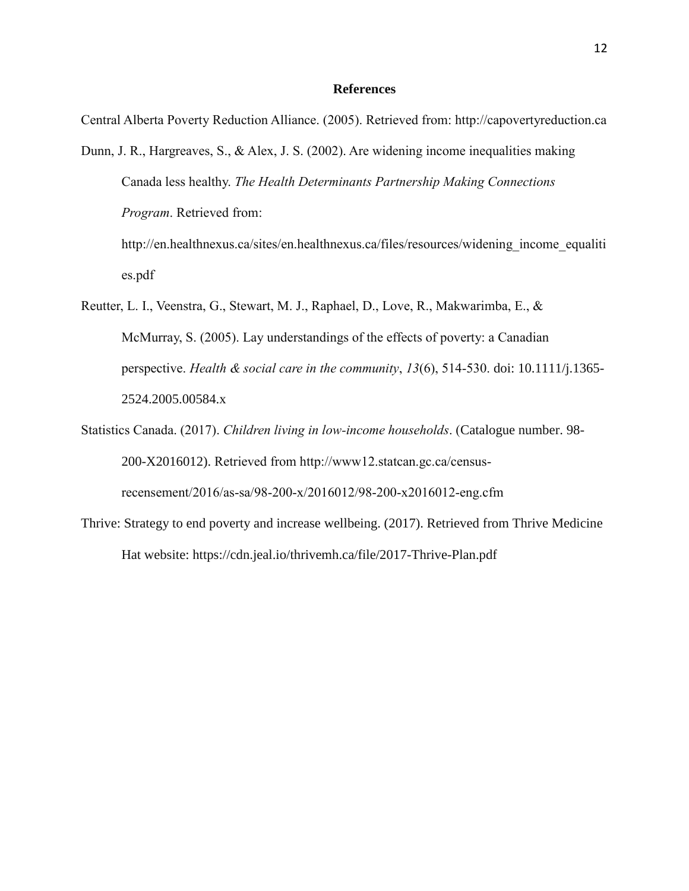# References

Central Alberta Poverty Reduction Alliance. (2005). Retrieved from: http://capovertyreduction.ca

Dunn, J. R., Hargreaves, S., & Alex, J. S. (2002). Are widening income inequalities making Canada less healthy. *The Health Determinants Partnership Making Connections Program*. Retrieved from: http://en.healthnexus.ca/sites/en.healthnexus.ca/files/resources/widening_income_equalities.pdf

Reutter, L. I., Veenstra, G., Stewart, M. J., Raphael, D., Love, R., Makwarimba, E., & McMurray, S. (2005). Lay understandings of the effects of poverty: a Canadian perspective. *Health & social care in the community*, *13*(6), 514-530. doi: 10.1111/j.1365-2524.2005.00584.x

Statistics Canada. (2017). *Children living in low-income households*. (Catalogue number. 98-200-X2016012). Retrieved from http://www12.statcan.gc.ca/census-recensement/2016/as-sa/98-200-x/2016012/98-200-x2016012-eng.cfm

Thrive: Strategy to end poverty and increase wellbeing. (2017). Retrieved from Thrive Medicine Hat website: https://cdn.jeal.io/thrivemh.ca/file/2017-Thrive-Plan.pdf